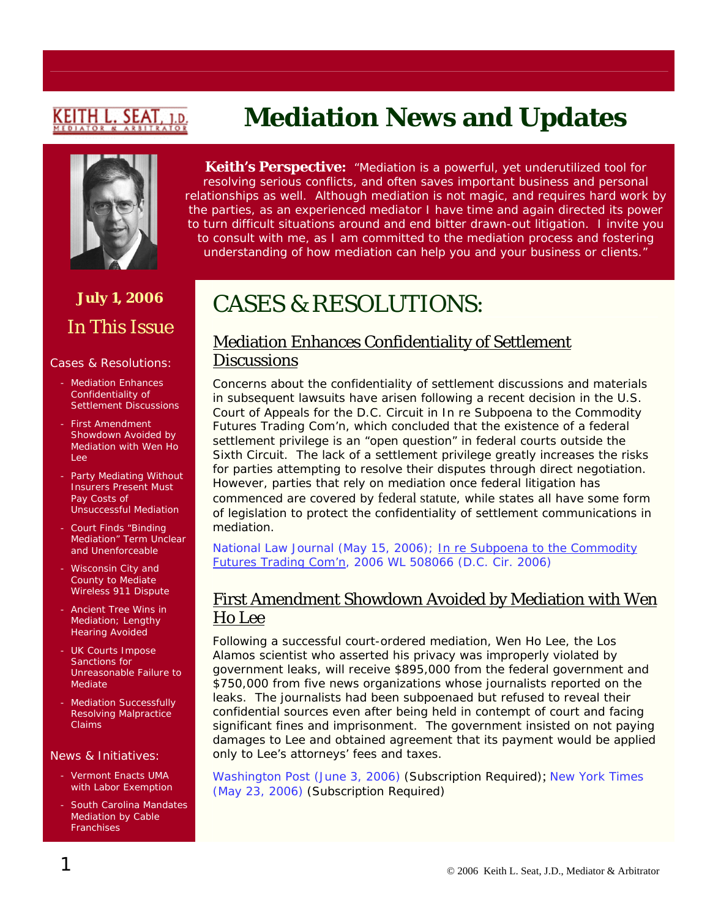KEITH L. SEAT, J.D.
MEDIATOR & ARBITRATOR

# Mediation News and Updates

**Keith's Perspective:** "Mediation is a powerful, yet underutilized tool for resolving serious conflicts, and often saves important business and personal relationships as well. Although mediation is not magic, and requires hard work by the parties, as an experienced mediator I have time and again directed its power to turn difficult situations around and end bitter drawn-out litigation. I invite you to consult with me, as I am committed to the mediation process and fostering understanding of how mediation can help you and your business or clients."

**July 1, 2006**

## In This Issue

Cases & Resolutions:

- Mediation Enhances Confidentiality of Settlement Discussions
- First Amendment Showdown Avoided by Mediation with Wen Ho Lee
- Party Mediating Without Insurers Present Must Pay Costs of Unsuccessful Mediation
- Court Finds "Binding Mediation" Term Unclear and Unenforceable
- Wisconsin City and County to Mediate Wireless 911 Dispute
- Ancient Tree Wins in Mediation; Lengthy Hearing Avoided
- UK Courts Impose Sanctions for Unreasonable Failure to Mediate
- Mediation Successfully Resolving Malpractice Claims

News & Initiatives:

- Vermont Enacts UMA with Labor Exemption
- South Carolina Mandates Mediation by Cable Franchises

# CASES & RESOLUTIONS:

## Mediation Enhances Confidentiality of Settlement Discussions

Concerns about the confidentiality of settlement discussions and materials in subsequent lawsuits have arisen following a recent decision in the U.S. Court of Appeals for the D.C. Circuit in In re Subpoena to the Commodity Futures Trading Com'n, which concluded that the existence of a federal settlement privilege is an "open question" in federal courts outside the Sixth Circuit. The lack of a settlement privilege greatly increases the risks for parties attempting to resolve their disputes through direct negotiation. However, parties that rely on mediation once federal litigation has commenced are covered by federal statute, while states all have some form of legislation to protect the confidentiality of settlement communications in mediation.

National Law Journal (May 15, 2006); In re Subpoena to the Commodity Futures Trading Com'n, 2006 WL 508066 (D.C. Cir. 2006)

## First Amendment Showdown Avoided by Mediation with Wen Ho Lee

Following a successful court-ordered mediation, Wen Ho Lee, the Los Alamos scientist who asserted his privacy was improperly violated by government leaks, will receive $895,000 from the federal government and $750,000 from five news organizations whose journalists reported on the leaks. The journalists had been subpoenaed but refused to reveal their confidential sources even after being held in contempt of court and facing significant fines and imprisonment. The government insisted on not paying damages to Lee and obtained agreement that its payment would be applied only to Lee's attorneys' fees and taxes.

Washington Post (June 3, 2006) (Subscription Required); New York Times (May 23, 2006) (Subscription Required)

© 2006 Keith L. Seat, J.D., Mediator & Arbitrator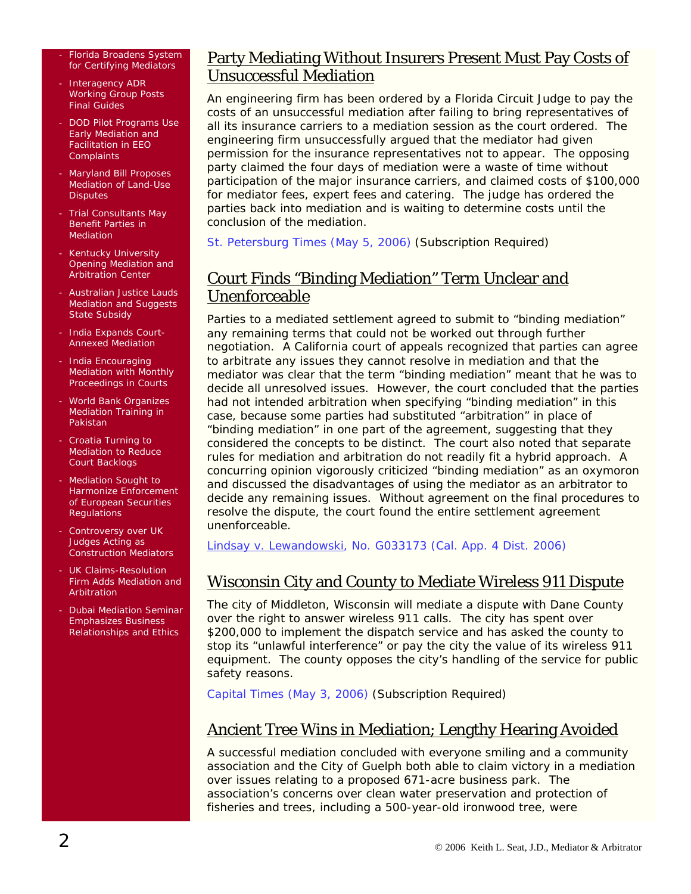- Florida Broadens System for Certifying Mediators
- Interagency ADR Working Group Posts Final Guides
- DOD Pilot Programs Use Early Mediation and Facilitation in EEO Complaints
- Maryland Bill Proposes Mediation of Land-Use Disputes
- Trial Consultants May Benefit Parties in Mediation
- Kentucky University Opening Mediation and Arbitration Center
- Australian Justice Lauds Mediation and Suggests State Subsidy
- India Expands Court-Annexed Mediation
- India Encouraging Mediation with Monthly Proceedings in Courts
- World Bank Organizes Mediation Training in Pakistan
- Croatia Turning to Mediation to Reduce Court Backlogs
- Mediation Sought to Harmonize Enforcement of European Securities Regulations
- Controversy over UK Judges Acting as Construction Mediators
- UK Claims-Resolution Firm Adds Mediation and Arbitration
- Dubai Mediation Seminar Emphasizes Business Relationships and Ethics

## Party Mediating Without Insurers Present Must Pay Costs of Unsuccessful Mediation

An engineering firm has been ordered by a Florida Circuit Judge to pay the costs of an unsuccessful mediation after failing to bring representatives of all its insurance carriers to a mediation session as the court ordered. The engineering firm unsuccessfully argued that the mediator had given permission for the insurance representatives not to appear. The opposing party claimed the four days of mediation were a waste of time without participation of the major insurance carriers, and claimed costs of $100,000 for mediator fees, expert fees and catering. The judge has ordered the parties back into mediation and is waiting to determine costs until the conclusion of the mediation.

St. Petersburg Times (May 5, 2006) (Subscription Required)

## Court Finds "Binding Mediation" Term Unclear and Unenforceable

Parties to a mediated settlement agreed to submit to "binding mediation" any remaining terms that could not be worked out through further negotiation. A California court of appeals recognized that parties can agree to arbitrate any issues they cannot resolve in mediation and that the mediator was clear that the term "binding mediation" meant that he was to decide all unresolved issues. However, the court concluded that the parties had not intended arbitration when specifying "binding mediation" in this case, because some parties had substituted "arbitration" in place of "binding mediation" in one part of the agreement, suggesting that they considered the concepts to be distinct. The court also noted that separate rules for mediation and arbitration do not readily fit a hybrid approach. A concurring opinion vigorously criticized "binding mediation" as an oxymoron and discussed the disadvantages of using the mediator as an arbitrator to decide any remaining issues. Without agreement on the final procedures to resolve the dispute, the court found the entire settlement agreement unenforceable.

Lindsay v. Lewandowski, No. G033173 (Cal. App. 4 Dist. 2006)

## Wisconsin City and County to Mediate Wireless 911 Dispute

The city of Middleton, Wisconsin will mediate a dispute with Dane County over the right to answer wireless 911 calls. The city has spent over $200,000 to implement the dispatch service and has asked the county to stop its "unlawful interference" or pay the city the value of its wireless 911 equipment. The county opposes the city's handling of the service for public safety reasons.

Capital Times (May 3, 2006) (Subscription Required)

## Ancient Tree Wins in Mediation; Lengthy Hearing Avoided

A successful mediation concluded with everyone smiling and a community association and the City of Guelph both able to claim victory in a mediation over issues relating to a proposed 671-acre business park. The association's concerns over clean water preservation and protection of fisheries and trees, including a 500-year-old ironwood tree, were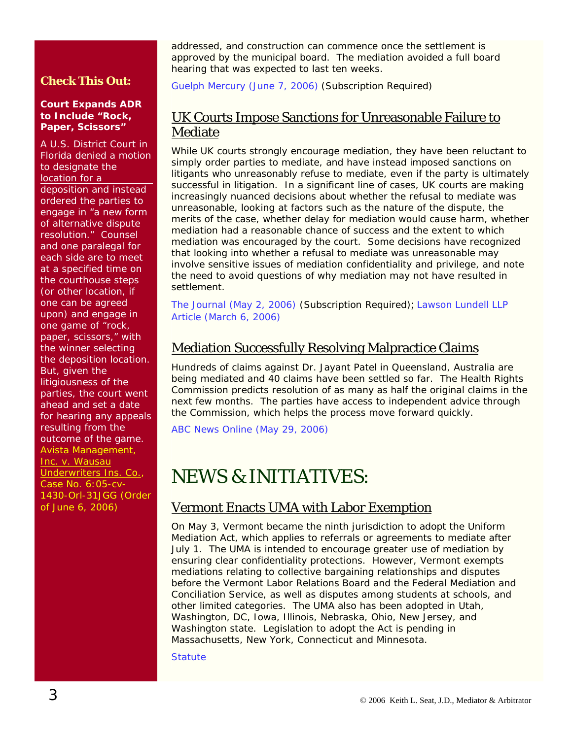addressed, and construction can commence once the settlement is approved by the municipal board. The mediation avoided a full board hearing that was expected to last ten weeks.

Guelph Mercury (June 7, 2006) (Subscription Required)

## UK Courts Impose Sanctions for Unreasonable Failure to Mediate

While UK courts strongly encourage mediation, they have been reluctant to simply order parties to mediate, and have instead imposed sanctions on litigants who unreasonably refuse to mediate, even if the party is ultimately successful in litigation. In a significant line of cases, UK courts are making increasingly nuanced decisions about whether the refusal to mediate was unreasonable, looking at factors such as the nature of the dispute, the merits of the case, whether delay for mediation would cause harm, whether mediation had a reasonable chance of success and the extent to which mediation was encouraged by the court. Some decisions have recognized that looking into whether a refusal to mediate was unreasonable may involve sensitive issues of mediation confidentiality and privilege, and note the need to avoid questions of why mediation may not have resulted in settlement.

The Journal (May 2, 2006) (Subscription Required); Lawson Lundell LLP Article (March 6, 2006)

## Mediation Successfully Resolving Malpractice Claims

Hundreds of claims against Dr. Jayant Patel in Queensland, Australia are being mediated and 40 claims have been settled so far. The Health Rights Commission predicts resolution of as many as half the original claims in the next few months. The parties have access to independent advice through the Commission, which helps the process move forward quickly.

ABC News Online (May 29, 2006)

# NEWS & INITIATIVES:

## Vermont Enacts UMA with Labor Exemption

On May 3, Vermont became the ninth jurisdiction to adopt the Uniform Mediation Act, which applies to referrals or agreements to mediate after July 1. The UMA is intended to encourage greater use of mediation by ensuring clear confidentiality protections. However, Vermont exempts mediations relating to collective bargaining relationships and disputes before the Vermont Labor Relations Board and the Federal Mediation and Conciliation Service, as well as disputes among students at schools, and other limited categories. The UMA also has been adopted in Utah, Washington, DC, Iowa, Illinois, Nebraska, Ohio, New Jersey, and Washington state. Legislation to adopt the Act is pending in Massachusetts, New York, Connecticut and Minnesota.

Statute

---

**Check This Out:**

**Court Expands ADR to Include "Rock, Paper, Scissors"**

A U.S. District Court in Florida denied a motion to designate the location for a deposition and instead ordered the parties to engage in "a new form of alternative dispute resolution." Counsel and one paralegal for each side are to meet at a specified time on the courthouse steps (or other location, if one can be agreed upon) and engage in one game of "rock, paper, scissors," with the winner selecting the deposition location. But, given the litigiousness of the parties, the court went ahead and set a date for hearing any appeals resulting from the outcome of the game. Avista Management, Inc. v. Wausau Underwriters Ins. Co., Case No. 6:05-cv-1430-Orl-31JGG (Order of June 6, 2006)

© 2006 Keith L. Seat, J.D., Mediator & Arbitrator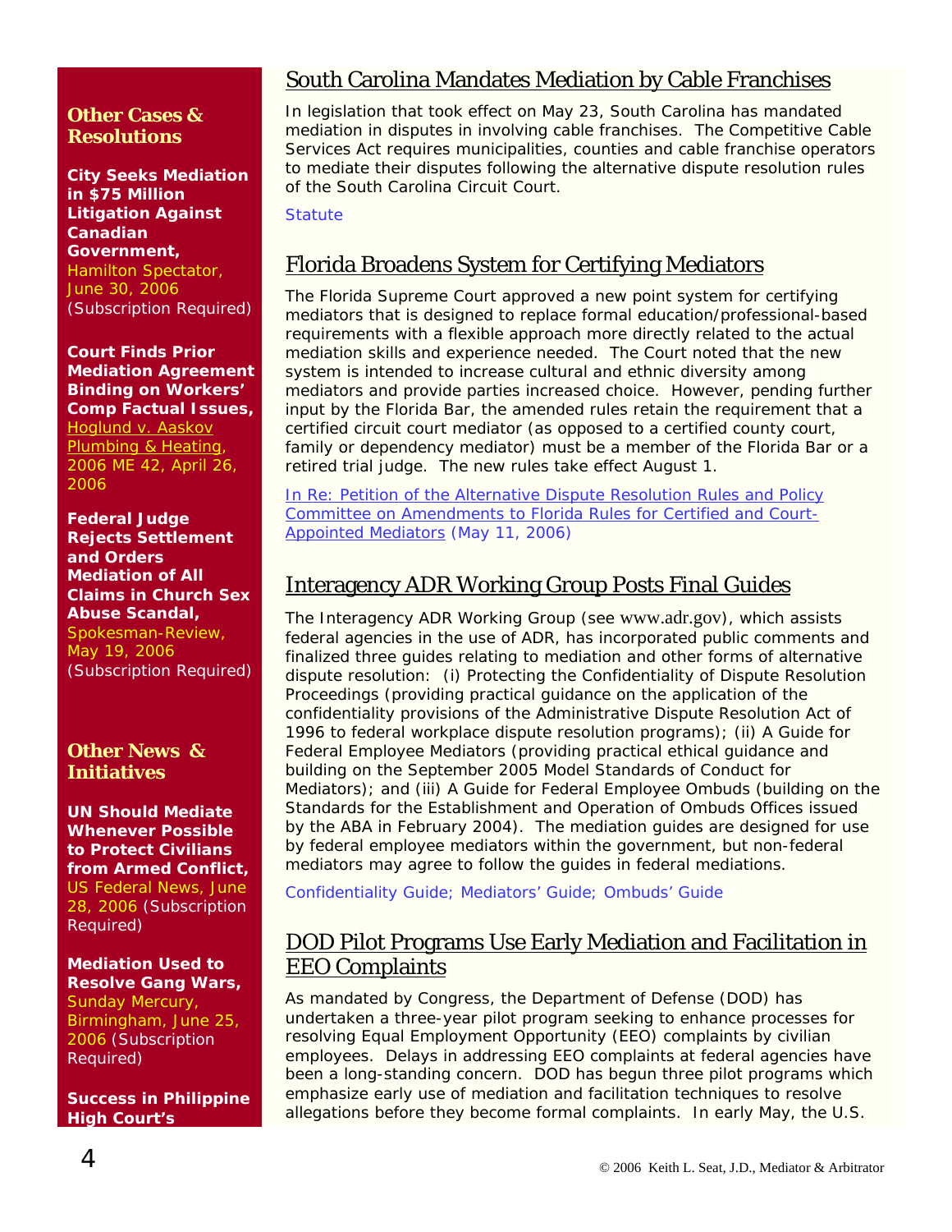## Other Cases & Resolutions

**City Seeks Mediation in $75 Million Litigation Against Canadian Government,** Hamilton Spectator, June 30, 2006 (Subscription Required)

**Court Finds Prior Mediation Agreement Binding on Workers' Comp Factual Issues,** Hoglund v. Aaskov Plumbing & Heating, 2006 ME 42, April 26, 2006

**Federal Judge Rejects Settlement and Orders Mediation of All Claims in Church Sex Abuse Scandal,** Spokesman-Review, May 19, 2006 (Subscription Required)

## Other News & Initiatives

**UN Should Mediate Whenever Possible to Protect Civilians from Armed Conflict,** US Federal News, June 28, 2006 (Subscription Required)

**Mediation Used to Resolve Gang Wars,** Sunday Mercury, Birmingham, June 25, 2006 (Subscription Required)

**Success in Philippine High Court's**

## South Carolina Mandates Mediation by Cable Franchises

In legislation that took effect on May 23, South Carolina has mandated mediation in disputes in involving cable franchises. The Competitive Cable Services Act requires municipalities, counties and cable franchise operators to mediate their disputes following the alternative dispute resolution rules of the South Carolina Circuit Court.

Statute

## Florida Broadens System for Certifying Mediators

The Florida Supreme Court approved a new point system for certifying mediators that is designed to replace formal education/professional-based requirements with a flexible approach more directly related to the actual mediation skills and experience needed. The Court noted that the new system is intended to increase cultural and ethnic diversity among mediators and provide parties increased choice. However, pending further input by the Florida Bar, the amended rules retain the requirement that a certified circuit court mediator (as opposed to a certified county court, family or dependency mediator) must be a member of the Florida Bar or a retired trial judge. The new rules take effect August 1.

In Re: Petition of the Alternative Dispute Resolution Rules and Policy Committee on Amendments to Florida Rules for Certified and Court-Appointed Mediators (May 11, 2006)

## Interagency ADR Working Group Posts Final Guides

The Interagency ADR Working Group (see www.adr.gov), which assists federal agencies in the use of ADR, has incorporated public comments and finalized three guides relating to mediation and other forms of alternative dispute resolution: (i) Protecting the Confidentiality of Dispute Resolution Proceedings (providing practical guidance on the application of the confidentiality provisions of the Administrative Dispute Resolution Act of 1996 to federal workplace dispute resolution programs); (ii) A Guide for Federal Employee Mediators (providing practical ethical guidance and building on the September 2005 Model Standards of Conduct for Mediators); and (iii) A Guide for Federal Employee Ombuds (building on the Standards for the Establishment and Operation of Ombuds Offices issued by the ABA in February 2004). The mediation guides are designed for use by federal employee mediators within the government, but non-federal mediators may agree to follow the guides in federal mediations.

Confidentiality Guide; Mediators' Guide; Ombuds' Guide

## DOD Pilot Programs Use Early Mediation and Facilitation in EEO Complaints

As mandated by Congress, the Department of Defense (DOD) has undertaken a three-year pilot program seeking to enhance processes for resolving Equal Employment Opportunity (EEO) complaints by civilian employees. Delays in addressing EEO complaints at federal agencies have been a long-standing concern. DOD has begun three pilot programs which emphasize early use of mediation and facilitation techniques to resolve allegations before they become formal complaints. In early May, the U.S.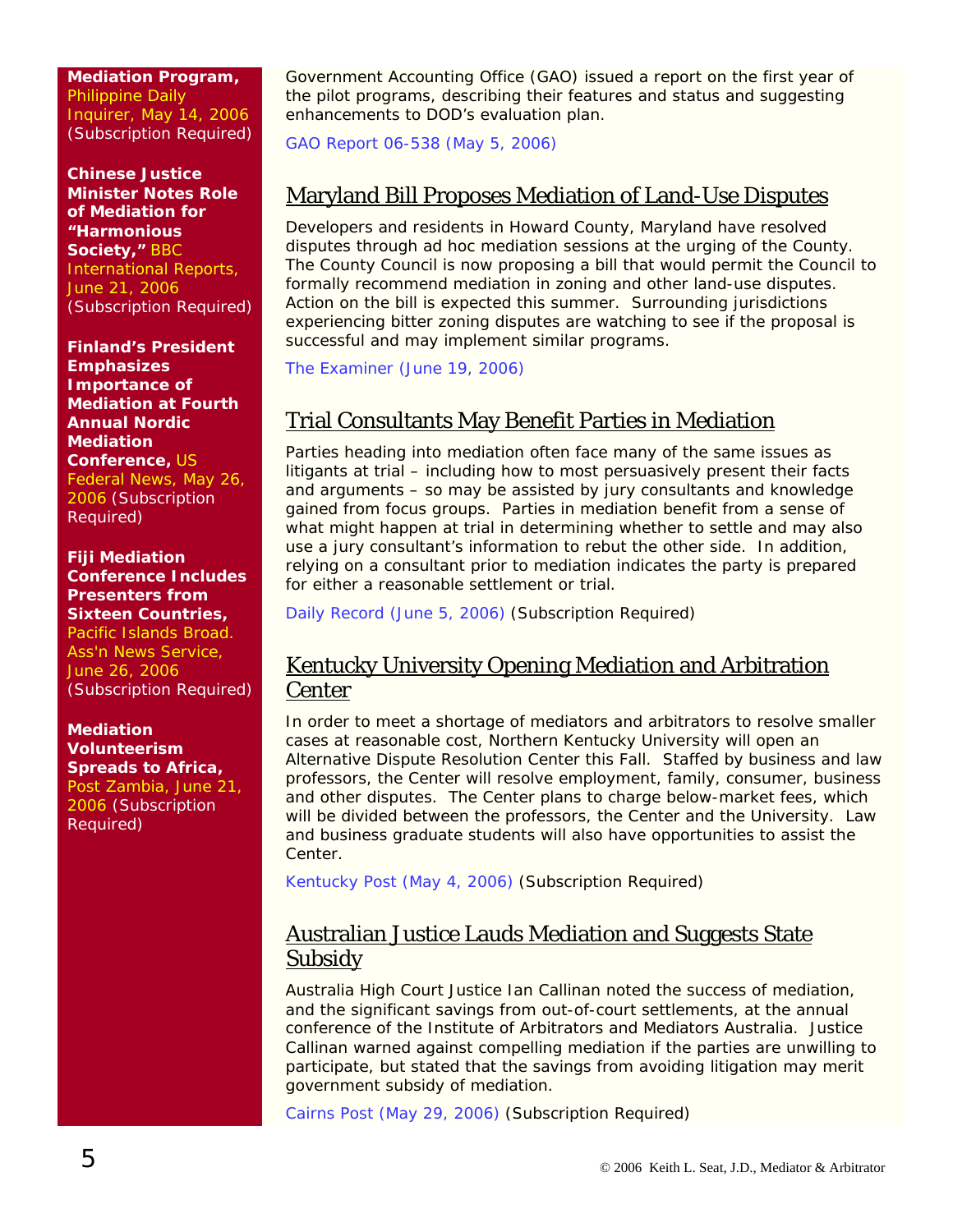**Mediation Program,** Philippine Daily Inquirer, May 14, 2006 (Subscription Required)

**Chinese Justice Minister Notes Role of Mediation for "Harmonious Society,"** BBC International Reports, June 21, 2006 (Subscription Required)

**Finland's President Emphasizes Importance of Mediation at Fourth Annual Nordic Mediation Conference,** US Federal News, May 26, 2006 (Subscription Required)

**Fiji Mediation Conference Includes Presenters from Sixteen Countries,** Pacific Islands Broad. Ass'n News Service, June 26, 2006 (Subscription Required)

**Mediation Volunteerism Spreads to Africa,** Post Zambia, June 21, 2006 (Subscription Required)

Government Accounting Office (GAO) issued a report on the first year of the pilot programs, describing their features and status and suggesting enhancements to DOD's evaluation plan.

GAO Report 06-538 (May 5, 2006)

## Maryland Bill Proposes Mediation of Land-Use Disputes

Developers and residents in Howard County, Maryland have resolved disputes through ad hoc mediation sessions at the urging of the County. The County Council is now proposing a bill that would permit the Council to formally recommend mediation in zoning and other land-use disputes. Action on the bill is expected this summer. Surrounding jurisdictions experiencing bitter zoning disputes are watching to see if the proposal is successful and may implement similar programs.

The Examiner (June 19, 2006)

## Trial Consultants May Benefit Parties in Mediation

Parties heading into mediation often face many of the same issues as litigants at trial – including how to most persuasively present their facts and arguments – so may be assisted by jury consultants and knowledge gained from focus groups. Parties in mediation benefit from a sense of what might happen at trial in determining whether to settle and may also use a jury consultant's information to rebut the other side. In addition, relying on a consultant prior to mediation indicates the party is prepared for either a reasonable settlement or trial.

Daily Record (June 5, 2006) (Subscription Required)

## Kentucky University Opening Mediation and Arbitration Center

In order to meet a shortage of mediators and arbitrators to resolve smaller cases at reasonable cost, Northern Kentucky University will open an Alternative Dispute Resolution Center this Fall. Staffed by business and law professors, the Center will resolve employment, family, consumer, business and other disputes. The Center plans to charge below-market fees, which will be divided between the professors, the Center and the University. Law and business graduate students will also have opportunities to assist the Center.

Kentucky Post (May 4, 2006) (Subscription Required)

## Australian Justice Lauds Mediation and Suggests State Subsidy

Australia High Court Justice Ian Callinan noted the success of mediation, and the significant savings from out-of-court settlements, at the annual conference of the Institute of Arbitrators and Mediators Australia. Justice Callinan warned against compelling mediation if the parties are unwilling to participate, but stated that the savings from avoiding litigation may merit government subsidy of mediation.

Cairns Post (May 29, 2006) (Subscription Required)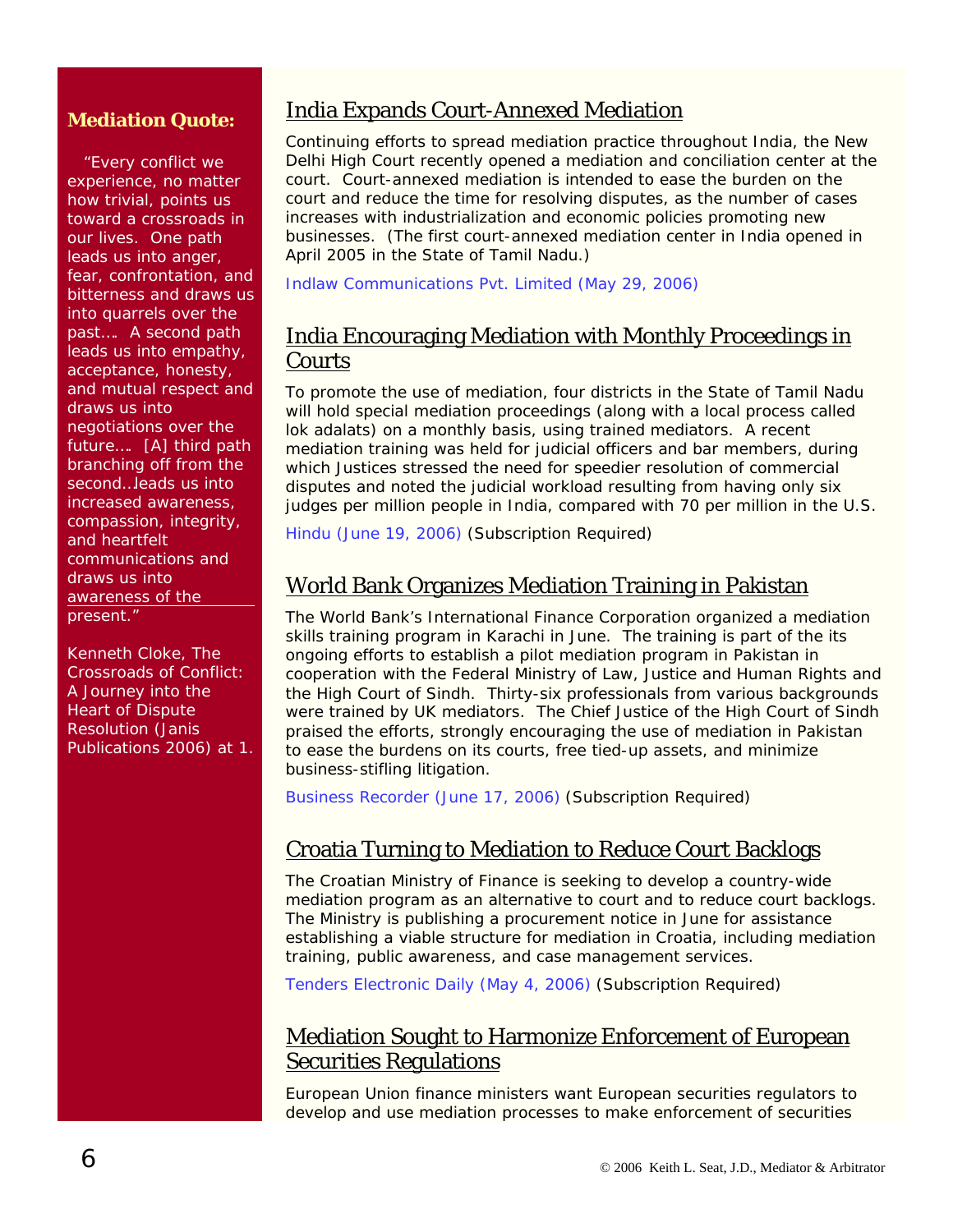**Mediation Quote:**

"Every conflict we experience, no matter how trivial, points us toward a crossroads in our lives. One path leads us into anger, fear, confrontation, and bitterness and draws us into quarrels over the past…. A second path leads us into empathy, acceptance, honesty, and mutual respect and draws us into negotiations over the future…. [A] third path branching off from the second…leads us into increased awareness, compassion, integrity, and heartfelt communications and draws us into awareness of the present."

Kenneth Cloke, The Crossroads of Conflict: A Journey into the Heart of Dispute Resolution (Janis Publications 2006) at 1.

## India Expands Court-Annexed Mediation

Continuing efforts to spread mediation practice throughout India, the New Delhi High Court recently opened a mediation and conciliation center at the court. Court-annexed mediation is intended to ease the burden on the court and reduce the time for resolving disputes, as the number of cases increases with industrialization and economic policies promoting new businesses. (The first court-annexed mediation center in India opened in April 2005 in the State of Tamil Nadu.)

Indlaw Communications Pvt. Limited (May 29, 2006)

## India Encouraging Mediation with Monthly Proceedings in Courts

To promote the use of mediation, four districts in the State of Tamil Nadu will hold special mediation proceedings (along with a local process called lok adalats) on a monthly basis, using trained mediators. A recent mediation training was held for judicial officers and bar members, during which Justices stressed the need for speedier resolution of commercial disputes and noted the judicial workload resulting from having only six judges per million people in India, compared with 70 per million in the U.S.

Hindu (June 19, 2006) (Subscription Required)

## World Bank Organizes Mediation Training in Pakistan

The World Bank's International Finance Corporation organized a mediation skills training program in Karachi in June. The training is part of the its ongoing efforts to establish a pilot mediation program in Pakistan in cooperation with the Federal Ministry of Law, Justice and Human Rights and the High Court of Sindh. Thirty-six professionals from various backgrounds were trained by UK mediators. The Chief Justice of the High Court of Sindh praised the efforts, strongly encouraging the use of mediation in Pakistan to ease the burdens on its courts, free tied-up assets, and minimize business-stifling litigation.

Business Recorder (June 17, 2006) (Subscription Required)

## Croatia Turning to Mediation to Reduce Court Backlogs

The Croatian Ministry of Finance is seeking to develop a country-wide mediation program as an alternative to court and to reduce court backlogs. The Ministry is publishing a procurement notice in June for assistance establishing a viable structure for mediation in Croatia, including mediation training, public awareness, and case management services.

Tenders Electronic Daily (May 4, 2006) (Subscription Required)

## Mediation Sought to Harmonize Enforcement of European Securities Regulations

European Union finance ministers want European securities regulators to develop and use mediation processes to make enforcement of securities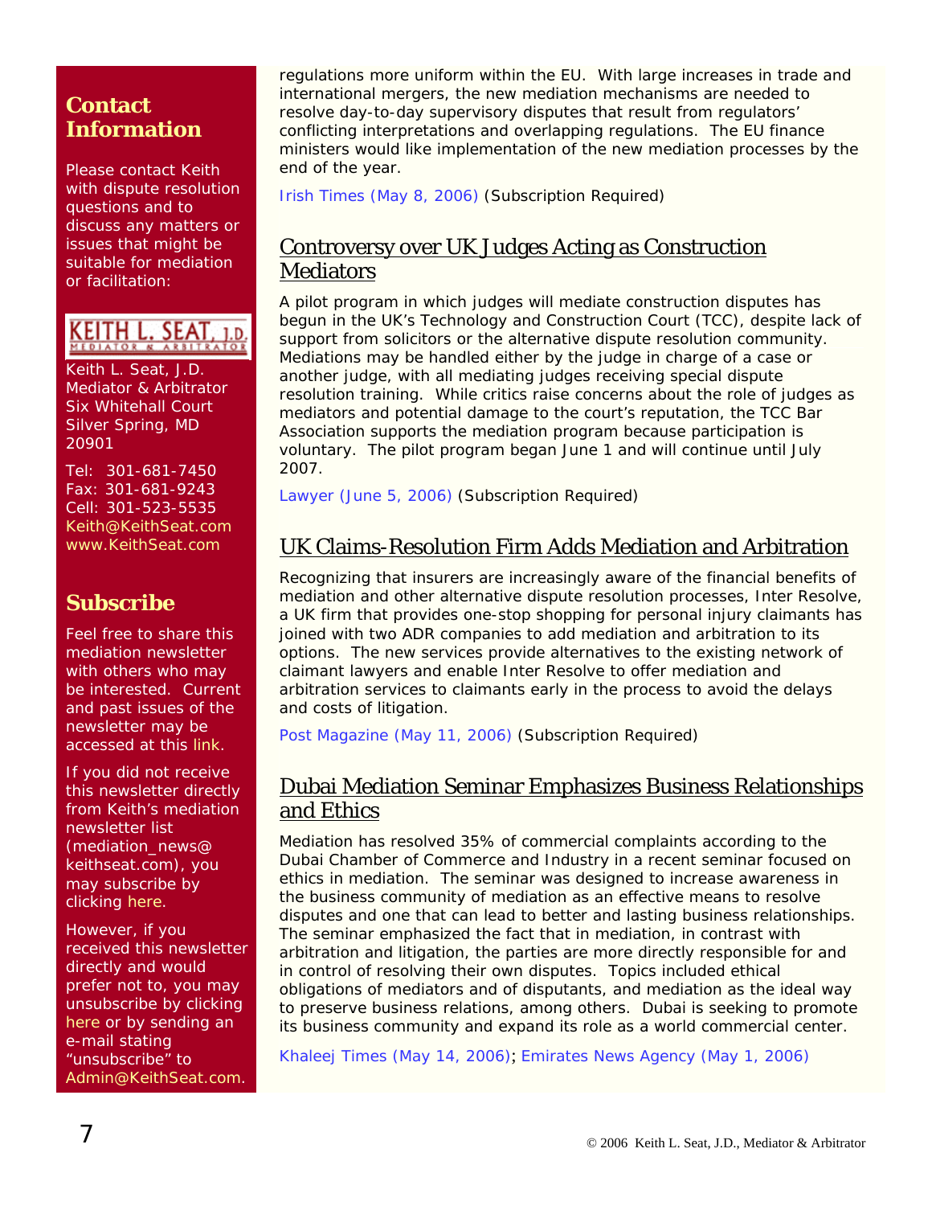regulations more uniform within the EU. With large increases in trade and international mergers, the new mediation mechanisms are needed to resolve day-to-day supervisory disputes that result from regulators' conflicting interpretations and overlapping regulations. The EU finance ministers would like implementation of the new mediation processes by the end of the year.

Irish Times (May 8, 2006) (Subscription Required)

## Controversy over UK Judges Acting as Construction Mediators

A pilot program in which judges will mediate construction disputes has begun in the UK's Technology and Construction Court (TCC), despite lack of support from solicitors or the alternative dispute resolution community. Mediations may be handled either by the judge in charge of a case or another judge, with all mediating judges receiving special dispute resolution training. While critics raise concerns about the role of judges as mediators and potential damage to the court's reputation, the TCC Bar Association supports the mediation program because participation is voluntary. The pilot program began June 1 and will continue until July 2007.

Lawyer (June 5, 2006) (Subscription Required)

## UK Claims-Resolution Firm Adds Mediation and Arbitration

Recognizing that insurers are increasingly aware of the financial benefits of mediation and other alternative dispute resolution processes, Inter Resolve, a UK firm that provides one-stop shopping for personal injury claimants has joined with two ADR companies to add mediation and arbitration to its options. The new services provide alternatives to the existing network of claimant lawyers and enable Inter Resolve to offer mediation and arbitration services to claimants early in the process to avoid the delays and costs of litigation.

Post Magazine (May 11, 2006) (Subscription Required)

## Dubai Mediation Seminar Emphasizes Business Relationships and Ethics

Mediation has resolved 35% of commercial complaints according to the Dubai Chamber of Commerce and Industry in a recent seminar focused on ethics in mediation. The seminar was designed to increase awareness in the business community of mediation as an effective means to resolve disputes and one that can lead to better and lasting business relationships. The seminar emphasized the fact that in mediation, in contrast with arbitration and litigation, the parties are more directly responsible for and in control of resolving their own disputes. Topics included ethical obligations of mediators and of disputants, and mediation as the ideal way to preserve business relations, among others. Dubai is seeking to promote its business community and expand its role as a world commercial center.

Khaleej Times (May 14, 2006); Emirates News Agency (May 1, 2006)

## Contact Information

Please contact Keith with dispute resolution questions and to discuss any matters or issues that might be suitable for mediation or facilitation:

KEITH L. SEAT, J.D.
MEDIATOR & ARBITRATOR

Keith L. Seat, J.D.
Mediator & Arbitrator
Six Whitehall Court
Silver Spring, MD
20901

Tel: 301-681-7450
Fax: 301-681-9243
Cell: 301-523-5535
Keith@KeithSeat.com
www.KeithSeat.com

## Subscribe

Feel free to share this mediation newsletter with others who may be interested. Current and past issues of the newsletter may be accessed at this link.

If you did not receive this newsletter directly from Keith's mediation newsletter list (mediation_news@keithseat.com), you may subscribe by clicking here.

However, if you received this newsletter directly and would prefer not to, you may unsubscribe by clicking here or by sending an e-mail stating "unsubscribe" to Admin@KeithSeat.com.

© 2006 Keith L. Seat, J.D., Mediator & Arbitrator